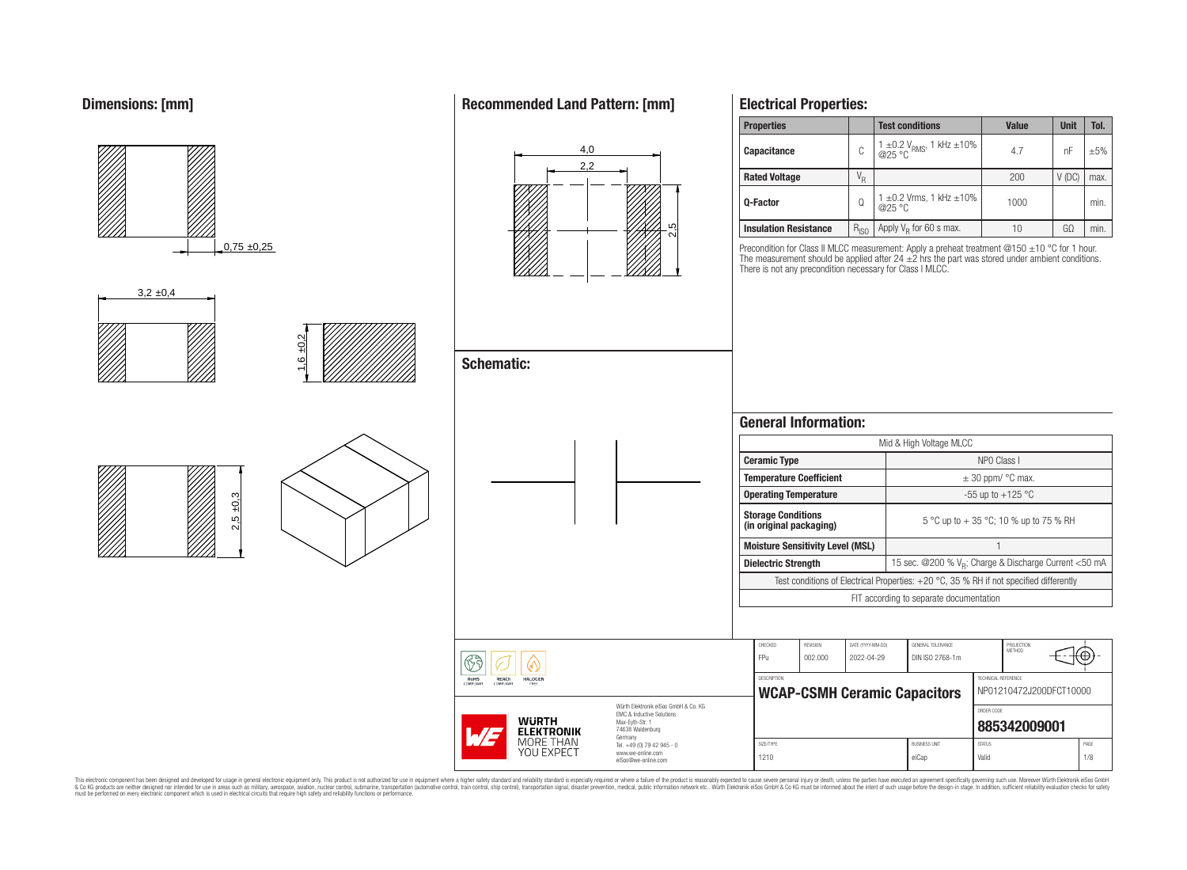## Dimensions: [mm]

0,75 ±0,25

3,2 ±0,4

1,6 ±0,2

2,5 ±0,3

## Recommended Land Pattern: [mm]

4,0

2,2

2,5

## Schematic:

## Electrical Properties:

| Properties | | Test conditions | Value | Unit | Tol. |
|---|---|---|---|---|---|
| Capacitance | C | 1 ±0.2 $V_{RMS}$, 1 kHz ±10% @25 °C | 4.7 | nF | ±5% |
| Rated Voltage | $V_R$ | | 200 | V (DC) | max. |
| Q-Factor | Q | 1 ±0.2 Vrms, 1 kHz ±10% @25 °C | 1000 | | min. |
| Insulation Resistance | $R_{ISO}$ | Apply $V_R$ for 60 s max. | 10 | GΩ | min. |

Precondition for Class II MLCC measurement: Apply a preheat treatment @150 ±10 °C for 1 hour. The measurement should be applied after 24 ±2 hrs the part was stored under ambient conditions. There is not any precondition necessary for Class I MLCC.

## General Information:

| Mid & High Voltage MLCC | |
|---|---|
| Ceramic Type | NP0 Class I |
| Temperature Coefficient | ± 30 ppm/ °C max. |
| Operating Temperature | -55 up to +125 °C |
| Storage Conditions (in original packaging) | 5 °C up to + 35 °C; 10 % up to 75 % RH |
| Moisture Sensitivity Level (MSL) | 1 |
| Dielectric Strength | 15 sec. @200 % $V_R$; Charge & Discharge Current <50 mA |
| Test conditions of Electrical Properties: +20 °C, 35 % RH if not specified differently | |
| FIT according to separate documentation | |

| CHECKED | REVISION | DATE (YYYY-MM-DD) | GENERAL TOLERANCE | PROJECTION METHOD |
|---|---|---|---|---|
| FPu | 002.000 | 2022-04-29 | DIN ISO 2768-1m | |

DESCRIPTION: **WCAP-CSMH Ceramic Capacitors**

TECHNICAL REFERENCE: NP01210472J200DFCT10000

ORDER CODE: **885342009001**

| SIZE/TYPE | BUSINESS UNIT | STATUS | PAGE |
|---|---|---|---|
| 1210 | eiCap | Valid | 1/8 |

RoHS COMPLIANT · REACh COMPLIANT · HALOGEN FREE

WÜRTH ELEKTRONIK MORE THAN YOU EXPECT

Würth Elektronik eiSos GmbH & Co. KG
EMC & Inductive Solutions
Max-Eyth-Str. 1
74638 Waldenburg
Germany
Tel. +49 (0) 79 42 945 - 0
www.we-online.com
eiSos@we-online.com

This electronic component has been designed and developed for usage in general electronic equipment only. This product is not authorized for use in equipment where a higher safety standard and reliability standard is especially required or where a failure of the product is reasonably expected to cause severe personal injury or death, unless the parties have executed an agreement specifically governing such use. Moreover Würth Elektronik eiSos GmbH & Co KG products are neither designed nor intended for use in areas such as military, aerospace, aviation, nuclear control, submarine, transportation (automotive control, train control, ship control), transportation signal, disaster prevention, medical, public information network etc.. Würth Elektronik eiSos GmbH & Co KG must be informed about the intent of such usage before the design-in stage. In addition, sufficient reliability evaluation checks for safety must be performed on every electronic component which is used in electrical circuits that require high safety and reliability functions or performance.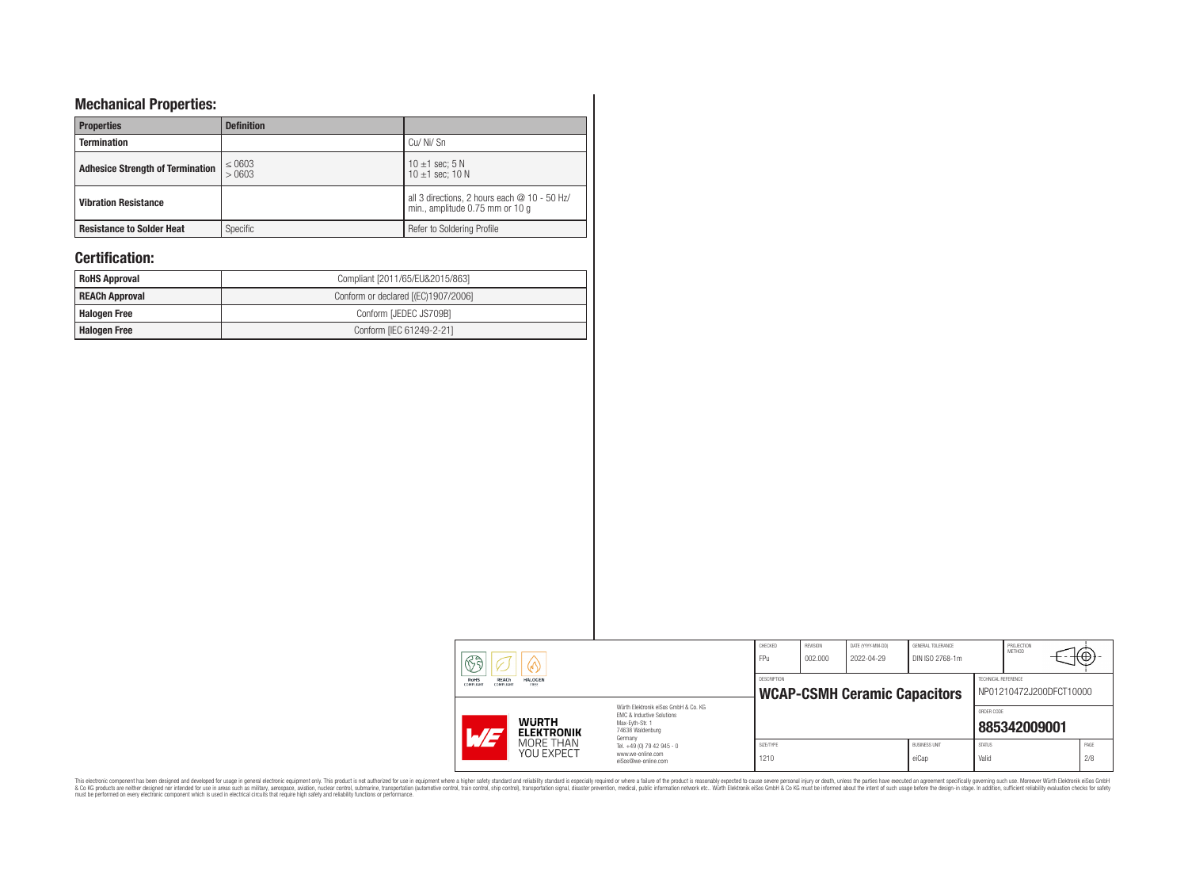## Mechanical Properties:

| Properties | Definition | |
|---|---|---|
| Termination | | Cu/ Ni/ Sn |
| Adhesice Strength of Termination | ≤ 0603<br>> 0603 | 10 ±1 sec; 5 N<br>10 ±1 sec; 10 N |
| Vibration Resistance | | all 3 directions, 2 hours each @ 10 - 50 Hz/ min., amplitude 0.75 mm or 10 g |
| Resistance to Solder Heat | Specific | Refer to Soldering Profile |

## Certification:

| | |
|---|---|
| RoHS Approval | Compliant [2011/65/EU&2015/863] |
| REACh Approval | Conform or declared [(EC)1907/2006] |
| Halogen Free | Conform [JEDEC JS709B] |
| Halogen Free | Conform [IEC 61249-2-21] |

| CHECKED | REVISION | DATE (YYYY-MM-DD) | GENERAL TOLERANCE | PROJECTION METHOD |
|---|---|---|---|---|
| FPu | 002.000 | 2022-04-29 | DIN ISO 2768-1m | |

| DESCRIPTION | TECHNICAL REFERENCE |
|---|---|
| **WCAP-CSMH Ceramic Capacitors** | NP01210472J200DFCT10000 |

| ORDER CODE |
|---|
| **885342009001** |

| SIZE/TYPE | BUSINESS UNIT | STATUS | PAGE |
|---|---|---|---|
| 1210 | eiCap | Valid | 2/8 |

Würth Elektronik eiSos GmbH & Co. KG
EMC & Inductive Solutions
Max-Eyth-Str. 1
74638 Waldenburg
Germany
Tel. +49 (0) 79 42 945 - 0
www.we-online.com
eiSos@we-online.com

This electronic component has been designed and developed for usage in general electronic equipment only. This product is not authorized for use in equipment where a higher safety standard and reliability standard is especially required or where a failure of the product is reasonably expected to cause severe personal injury or death, unless the parties have executed an agreement specifically governing such use. Moreover Würth Elektronik eiSos GmbH & Co KG products are neither designed nor intended for use in areas such as military, aerospace, aviation, nuclear control, submarine, transportation (automotive control, train control, ship control), transportation signal, disaster prevention, medical, public information network etc.. Würth Elektronik eiSos GmbH & Co KG must be informed about the intent of such usage before the design-in stage. In addition, sufficient reliability evaluation checks for safety must be performed on every electronic component which is used in electrical circuits that require high safety and reliability functions or performance.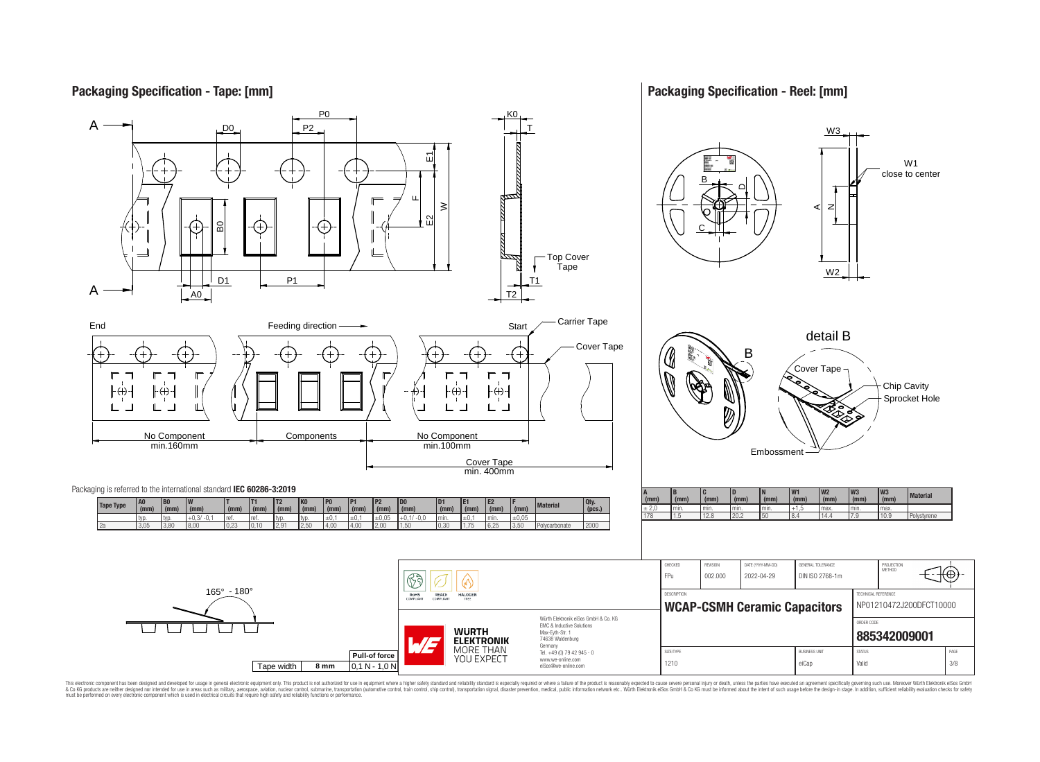## Packaging Specification - Tape: [mm]

End — Feeding direction — Start

Carrier Tape

Cover Tape

No Component min.160mm | Components | No Component min.100mm

Cover Tape min. 400mm

Packaging is referred to the international standard **IEC 60286-3:2019**

| Tape Type | A0 (mm) | B0 (mm) | W (mm) | T (mm) | T1 (mm) | T2 (mm) | K0 (mm) | P0 (mm) | P1 (mm) | P2 (mm) | D0 (mm) | D1 (mm) | E1 (mm) | E2 (mm) | F (mm) | Material | Qty. (pcs.) |
|---|---|---|---|---|---|---|---|---|---|---|---|---|---|---|---|---|---|
| | typ. | typ. | +0,3/ -0,1 | ref. | ref. | typ. | typ. | ±0,1 | ±0,1 | ±0,05 | +0,1/ -0,0 | min. | ±0,1 | min. | ±0,05 | | |
| 2a | 3,05 | 3,80 | 8,00 | 0,23 | 0,10 | 2,91 | 2,50 | 4,00 | 4,00 | 2,00 | 1,50 | 0,30 | 1,75 | 6,25 | 3,50 | Polycarbonate | 2000 |

165° - 180°

| Tape width | Pull-of force |
|---|---|
| 8 mm | 0,1 N - 1,0 N |

## Packaging Specification - Reel: [mm]

W1 close to center

detail B

Cover Tape, Chip Cavity, Sprocket Hole, Embossment

| A (mm) | B (mm) | C (mm) | D (mm) | N (mm) | W1 (mm) | W2 (mm) | W3 (mm) | W3 (mm) | Material |
|---|---|---|---|---|---|---|---|---|---|
| ± 2,0 | min. | min. | min. | min. | +1,5 | max. | min. | max. | |
| 178 | 1.5 | 12.8 | 20.2 | 50 | 8.4 | 14.4 | 7.9 | 10.9 | Polystyrene |

| CHECKED | REVISION | DATE (YYYY-MM-DD) | GENERAL TOLERANCE | PROJECTION METHOD |
|---|---|---|---|---|
| FPu | 002.000 | 2022-04-29 | DIN ISO 2768-1m | |

DESCRIPTION: **WCAP-CSMH Ceramic Capacitors**

TECHNICAL REFERENCE: NP01210472J200DFCT10000

ORDER CODE: **885342009001**

SIZE/TYPE: 1210 | BUSINESS UNIT: eiCap | STATUS: Valid

Würth Elektronik eiSos GmbH & Co. KG
EMC & Inductive Solutions
Max-Eyth-Str. 1
74638 Waldenburg
Germany
Tel. +49 (0) 79 42 945 - 0
www.we-online.com
eiSos@we-online.com

This electronic component has been designed and developed for usage in general electronic equipment only. This product is not authorized for use in equipment where a higher safety standard and reliability standard is especially required or where a failure of the product is reasonably expected to cause severe personal injury or death, unless the parties have executed an agreement specifically governing such use. Moreover Würth Elektronik eiSos GmbH & Co KG products are neither designed nor intended for use in areas such as military, aerospace, aviation, nuclear control, submarine, transportation (automotive control, train control, ship control), transportation signal, disaster prevention, medical, public information network etc.. Würth Elektronik eiSos GmbH & Co KG must be informed about the intent of such usage before the design-in stage. In addition, sufficient reliability evaluation checks for safety must be performed on every electronic component which is used in electrical circuits that require high safety and reliability functions or performance.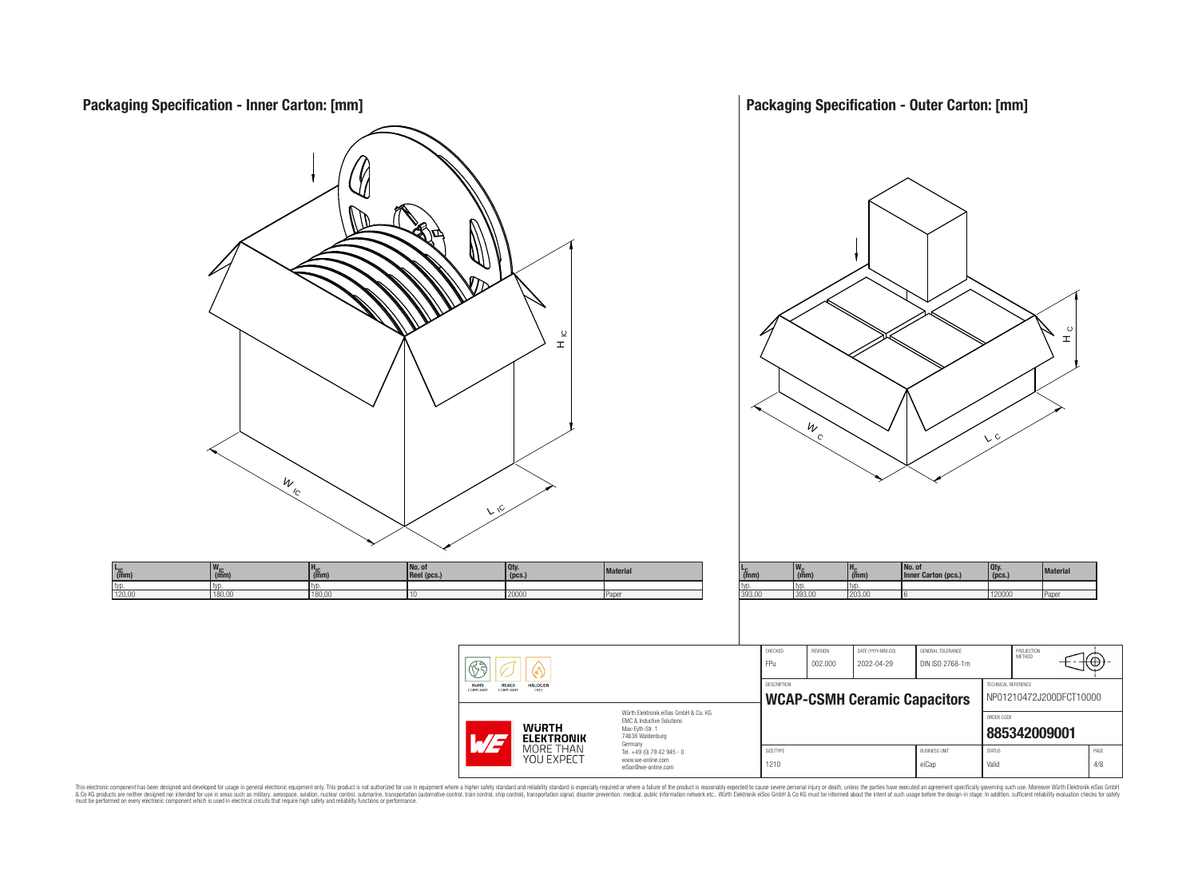## Packaging Specification - Inner Carton: [mm]

| $L_{IC}$ (mm) | $W_{IC}$ (mm) | $H_{IC}$ (mm) | No. of Reel (pcs.) | Qty. (pcs.) | Material |
|---|---|---|---|---|---|
| typ. | typ. | typ. | | | |
| 120,00 | 180,00 | 180,00 | 10 | 20000 | Paper |

## Packaging Specification - Outer Carton: [mm]

| $L_C$ (mm) | $W_C$ (mm) | $H_C$ (mm) | No. of Inner Carton (pcs.) | Qty. (pcs.) | Material |
|---|---|---|---|---|---|
| typ. | typ. | typ. | | | |
| 393,00 | 393,00 | 203,00 | 6 | 120000 | Paper |

| CHECKED | REVISION | DATE (YYYY-MM-DD) | GENERAL TOLERANCE | PROJECTION METHOD |
|---|---|---|---|---|
| FPu | 002.000 | 2022-04-29 | DIN ISO 2768-1m | |

DESCRIPTION: **WCAP-CSMH Ceramic Capacitors**

TECHNICAL REFERENCE: NP01210472J200DFCT10000

ORDER CODE: **885342009001**

SIZE/TYPE: 1210 | BUSINESS UNIT: eiCap | STATUS: Valid | PAGE: 4/8

RoHS COMPLIANT | REACh COMPLIANT | HALOGEN FREE

Würth Elektronik eiSos GmbH & Co. KG
EMC & Inductive Solutions
Max-Eyth-Str. 1
74638 Waldenburg
Germany
Tel. +49 (0) 79 42 945 - 0
www.we-online.com
eiSos@we-online.com

WÜRTH ELEKTRONIK MORE THAN YOU EXPECT

This electronic component has been designed and developed for usage in general electronic equipment only. This product is not authorized for use in equipment where a higher safety standard and reliability standard is especially required or where a failure of the product is reasonably expected to cause severe personal injury or death, unless the parties have executed an agreement specifically governing such use. Moreover Würth Elektronik eiSos GmbH & Co KG products are neither designed nor intended for use in areas such as military, aerospace, aviation, nuclear control, submarine, transportation (automotive control, train control, ship control), transportation signal, disaster prevention, medical, public information network etc.. Würth Elektronik eiSos GmbH & Co KG must be informed about the intent of such usage before the design-in stage. In addition, sufficient reliability evaluation checks for safety must be performed on every electronic component which is used in electrical circuits that require high safety and reliability functions or performance.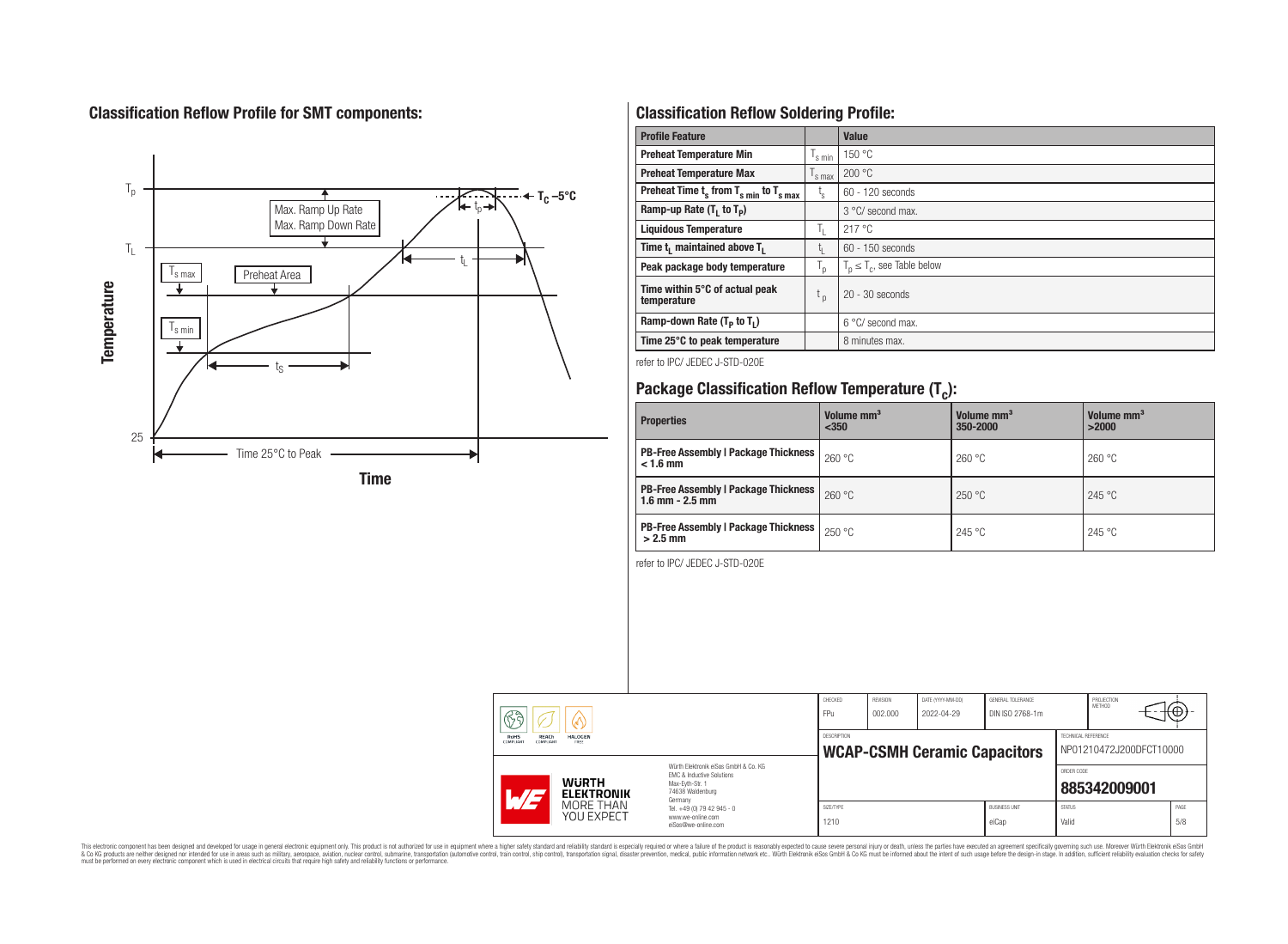## Classification Reflow Profile for SMT components:

## Classification Reflow Soldering Profile:

| Profile Feature | | Value |
|---|---|---|
| Preheat Temperature Min | $T_{s\,min}$ | 150 °C |
| Preheat Temperature Max | $T_{s\,max}$ | 200 °C |
| Preheat Time $t_s$ from $T_{s\,min}$ to $T_{s\,max}$ | $t_s$ | 60 - 120 seconds |
| Ramp-up Rate ($T_L$ to $T_P$) | | 3 °C/ second max. |
| Liquidous Temperature | $T_L$ | 217 °C |
| Time $t_L$ maintained above $T_L$ | $t_L$ | 60 - 150 seconds |
| Peak package body temperature | $T_p$ | $T_p \leq T_c$, see Table below |
| Time within 5°C of actual peak temperature | $t_p$ | 20 - 30 seconds |
| Ramp-down Rate ($T_P$ to $T_L$) | | 6 °C/ second max. |
| Time 25°C to peak temperature | | 8 minutes max. |

refer to IPC/ JEDEC J-STD-020E

## Package Classification Reflow Temperature ($T_c$):

| Properties | Volume mm³ <350 | Volume mm³ 350-2000 | Volume mm³ >2000 |
|---|---|---|---|
| PB-Free Assembly \| Package Thickness < 1.6 mm | 260 °C | 260 °C | 260 °C |
| PB-Free Assembly \| Package Thickness 1.6 mm - 2.5 mm | 260 °C | 250 °C | 245 °C |
| PB-Free Assembly \| Package Thickness > 2.5 mm | 250 °C | 245 °C | 245 °C |

refer to IPC/ JEDEC J-STD-020E

| CHECKED | REVISION | DATE (YYYY-MM-DD) | GENERAL TOLERANCE | PROJECTION METHOD |
|---|---|---|---|---|
| FPu | 002.000 | 2022-04-29 | DIN ISO 2768-1m | |

DESCRIPTION: **WCAP-CSMH Ceramic Capacitors**

TECHNICAL REFERENCE: NP01210472J200DFCT10000

ORDER CODE: **885342009001**

SIZE/TYPE: 1210 | BUSINESS UNIT: eiCap | STATUS: Valid | PAGE: 5/8

Würth Elektronik eiSos GmbH & Co. KG
EMC & Inductive Solutions
Max-Eyth-Str. 1
74638 Waldenburg
Germany
Tel. +49 (0) 79 42 945 - 0
www.we-online.com
eiSos@we-online.com

This electronic component has been designed and developed for usage in general electronic equipment only. This product is not authorized for use in equipment where a higher safety standard and reliability standard is especially required or where a failure of the product is reasonably expected to cause severe personal injury or death, unless the parties have executed an agreement specifically governing such use. Moreover Würth Elektronik eiSos GmbH & Co KG products are neither designed nor intended for use in areas such as military, aerospace, aviation, nuclear control, submarine, transportation (automotive control, train control, ship control), transportation signal, disaster prevention, medical, public information network etc.. Würth Elektronik eiSos GmbH & Co KG must be informed about the intent of such usage before the design-in stage. In addition, sufficient reliability evaluation checks for safety must be performed on every electronic component which is used in electrical circuits that require high safety and reliability functions or performance.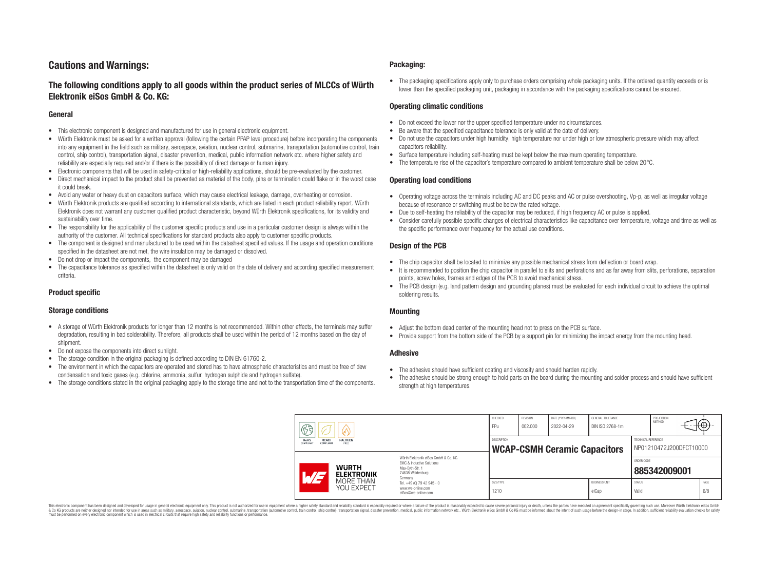# Cautions and Warnings:

## The following conditions apply to all goods within the product series of MLCCs of Würth Elektronik eiSos GmbH & Co. KG:

### General

- This electronic component is designed and manufactured for use in general electronic equipment.
- Würth Elektronik must be asked for a written approval (following the certain PPAP level procedure) before incorporating the components into any equipment in the field such as military, aerospace, aviation, nuclear control, submarine, transportation (automotive control, train control, ship control), transportation signal, disaster prevention, medical, public information network etc. where higher safety and reliability are especially required and/or if there is the possibility of direct damage or human injury.
- Electronic components that will be used in safety-critical or high-reliability applications, should be pre-evaluated by the customer.
- Direct mechanical impact to the product shall be prevented as material of the body, pins or termination could flake or in the worst case it could break.
- Avoid any water or heavy dust on capacitors surface, which may cause electrical leakage, damage, overheating or corrosion.
- Würth Elektronik products are qualified according to international standards, which are listed in each product reliability report. Würth Elektronik does not warrant any customer qualified product characteristic, beyond Würth Elektronik specifications, for its validity and sustainability over time.
- The responsibility for the applicability of the customer specific products and use in a particular customer design is always within the authority of the customer. All technical specifications for standard products also apply to customer specific products.
- The component is designed and manufactured to be used within the datasheet specified values. If the usage and operation conditions specified in the datasheet are not met, the wire insulation may be damaged or dissolved.
- Do not drop or impact the components, the component may be damaged
- The capacitance tolerance as specified within the datasheet is only valid on the date of delivery and according specified measurement criteria.

### Product specific

### Storage conditions

- A storage of Würth Elektronik products for longer than 12 months is not recommended. Within other effects, the terminals may suffer degradation, resulting in bad solderability. Therefore, all products shall be used within the period of 12 months based on the day of shipment.
- Do not expose the components into direct sunlight.
- The storage condition in the original packaging is defined according to DIN EN 61760-2.
- The environment in which the capacitors are operated and stored has to have atmospheric characteristics and must be free of dew condensation and toxic gases (e.g. chlorine, ammonia, sulfur, hydrogen sulphide and hydrogen sulfate).
- The storage conditions stated in the original packaging apply to the storage time and not to the transportation time of the components.

### Packaging:

- The packaging specifications apply only to purchase orders comprising whole packaging units. If the ordered quantity exceeds or is lower than the specified packaging unit, packaging in accordance with the packaging specifications cannot be ensured.

### Operating climatic conditions

- Do not exceed the lower nor the upper specified temperature under no circumstances.
- Be aware that the specified capacitance tolerance is only valid at the date of delivery.
- Do not use the capacitors under high humidity, high temperature nor under high or low atmospheric pressure which may affect capacitors reliability.
- Surface temperature including self-heating must be kept below the maximum operating temperature.
- The temperature rise of the capacitor´s temperature compared to ambient temperature shall be below 20°C.

### Operating load conditions

- Operating voltage across the terminals including AC and DC peaks and AC or pulse overshooting, Vp-p, as well as irregular voltage because of resonance or switching must be below the rated voltage.
- Due to self-heating the reliability of the capacitor may be reduced, if high frequency AC or pulse is applied.
- Consider carefully possible specific changes of electrical characteristics like capacitance over temperature, voltage and time as well as the specific performance over frequency for the actual use conditions.

### Design of the PCB

- The chip capacitor shall be located to minimize any possible mechanical stress from deflection or board wrap.
- It is recommended to position the chip capacitor in parallel to slits and perforations and as far away from slits, perforations, separation points, screw holes, frames and edges of the PCB to avoid mechanical stress.
- The PCB design (e.g. land pattern design and grounding planes) must be evaluated for each individual circuit to achieve the optimal soldering results.

### Mounting

- Adjust the bottom dead center of the mounting head not to press on the PCB surface.
- Provide support from the bottom side of the PCB by a support pin for minimizing the impact energy from the mounting head.

### Adhesive

- The adhesive should have sufficient coating and viscosity and should harden rapidly.
- The adhesive should be strong enough to hold parts on the board during the mounting and solder process and should have sufficient strength at high temperatures.

| CHECKED | REVISION | DATE (YYYY-MM-DD) | GENERAL TOLERANCE | PROJECTION METHOD |
|---|---|---|---|---|
| FPu | 002.000 | 2022-04-29 | DIN ISO 2768-1m | |
| DESCRIPTION | | | | TECHNICAL REFERENCE |
| WCAP-CSMH Ceramic Capacitors | | | | NP01210472J200DFCT10000 |
| | | | | ORDER CODE |
| | | | | 885342009001 |
| SIZE/TYPE | | | BUSINESS UNIT | STATUS |
| 1210 | | | eiCap | Valid |

Würth Elektronik eiSos GmbH & Co. KG
EMC & Inductive Solutions
Max-Eyth-Str. 1
74638 Waldenburg
Germany
Tel. +49 (0) 79 42 945 - 0
www.we-online.com
eiSos@we-online.com

This electronic component has been designed and developed for usage in general electronic equipment only. This product is not authorized for use in equipment where a higher safety standard and reliability standard is especially required or where a failure of the product is reasonably expected to cause severe personal injury or death, unless the parties have executed an agreement specifically governing such use. Moreover Würth Elektronik eiSos GmbH & Co KG products are neither designed nor intended for use in areas such as military, aerospace, aviation, nuclear control, submarine, transportation (automotive control, train control, ship control), transportation signal, disaster prevention, medical, public information network etc.. Würth Elektronik eiSos GmbH & Co KG must be informed about the intent of such usage before the design-in stage. In addition, sufficient reliability evaluation checks for safety must be performed on every electronic component which is used in electrical circuits that require high safety and reliability functions or performance.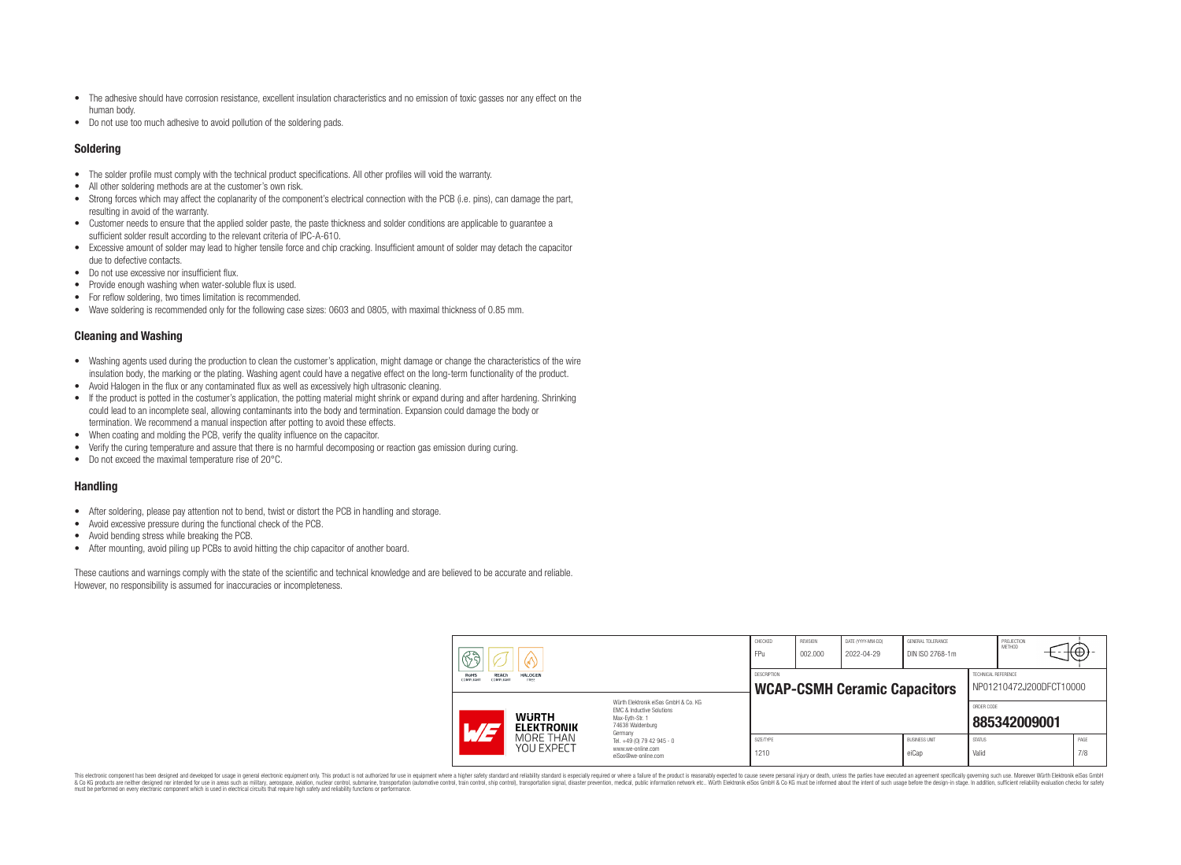- The adhesive should have corrosion resistance, excellent insulation characteristics and no emission of toxic gasses nor any effect on the human body.
- Do not use too much adhesive to avoid pollution of the soldering pads.

## Soldering

- The solder profile must comply with the technical product specifications. All other profiles will void the warranty.
- All other soldering methods are at the customer's own risk.
- Strong forces which may affect the coplanarity of the component's electrical connection with the PCB (i.e. pins), can damage the part, resulting in avoid of the warranty.
- Customer needs to ensure that the applied solder paste, the paste thickness and solder conditions are applicable to guarantee a sufficient solder result according to the relevant criteria of IPC-A-610.
- Excessive amount of solder may lead to higher tensile force and chip cracking. Insufficient amount of solder may detach the capacitor due to defective contacts.
- Do not use excessive nor insufficient flux.
- Provide enough washing when water-soluble flux is used.
- For reflow soldering, two times limitation is recommended.
- Wave soldering is recommended only for the following case sizes: 0603 and 0805, with maximal thickness of 0.85 mm.

## Cleaning and Washing

- Washing agents used during the production to clean the customer's application, might damage or change the characteristics of the wire insulation body, the marking or the plating. Washing agent could have a negative effect on the long-term functionality of the product.
- Avoid Halogen in the flux or any contaminated flux as well as excessively high ultrasonic cleaning.
- If the product is potted in the costumer's application, the potting material might shrink or expand during and after hardening. Shrinking could lead to an incomplete seal, allowing contaminants into the body and termination. Expansion could damage the body or termination. We recommend a manual inspection after potting to avoid these effects.
- When coating and molding the PCB, verify the quality influence on the capacitor.
- Verify the curing temperature and assure that there is no harmful decomposing or reaction gas emission during curing.
- Do not exceed the maximal temperature rise of 20°C.

## Handling

- After soldering, please pay attention not to bend, twist or distort the PCB in handling and storage.
- Avoid excessive pressure during the functional check of the PCB.
- Avoid bending stress while breaking the PCB.
- After mounting, avoid piling up PCBs to avoid hitting the chip capacitor of another board.

These cautions and warnings comply with the state of the scientific and technical knowledge and are believed to be accurate and reliable. However, no responsibility is assumed for inaccuracies or incompleteness.

| CHECKED | REVISION | DATE (YYYY-MM-DD) | GENERAL TOLERANCE | PROJECTION METHOD |
|---|---|---|---|---|
| FPu | 002.000 | 2022-04-29 | DIN ISO 2768-1m | |

| DESCRIPTION | TECHNICAL REFERENCE |
|---|---|
| WCAP-CSMH Ceramic Capacitors | NP01210472J200DFCT10000 |

| SIZE/TYPE | BUSINESS UNIT | ORDER CODE | STATUS |
|---|---|---|---|
| 1210 | eiCap | 885342009001 | Valid |

Würth Elektronik eiSos GmbH & Co. KG
EMC & Inductive Solutions
Max-Eyth-Str. 1
74638 Waldenburg
Germany
Tel. +49 (0) 79 42 945 - 0
www.we-online.com
eiSos@we-online.com

This electronic component has been designed and developed for usage in general electronic equipment only. This product is not authorized for use in equipment where a higher safety standard and reliability standard is especially required or where a failure of the product is reasonably expected to cause severe personal injury or death, unless the parties have executed an agreement specifically governing such use. Moreover Würth Elektronik eiSos GmbH & Co KG products are neither designed nor intended for use in areas such as military, aerospace, aviation, nuclear control, submarine, transportation (automotive control, train control, ship control), transportation signal, disaster prevention, medical, public information network etc.. Würth Elektronik eiSos GmbH & Co KG must be informed about the intent of such usage before the design-in stage. In addition, sufficient reliability evaluation checks for safety must be performed on every electronic component which is used in electrical circuits that require high safety and reliability functions or performance.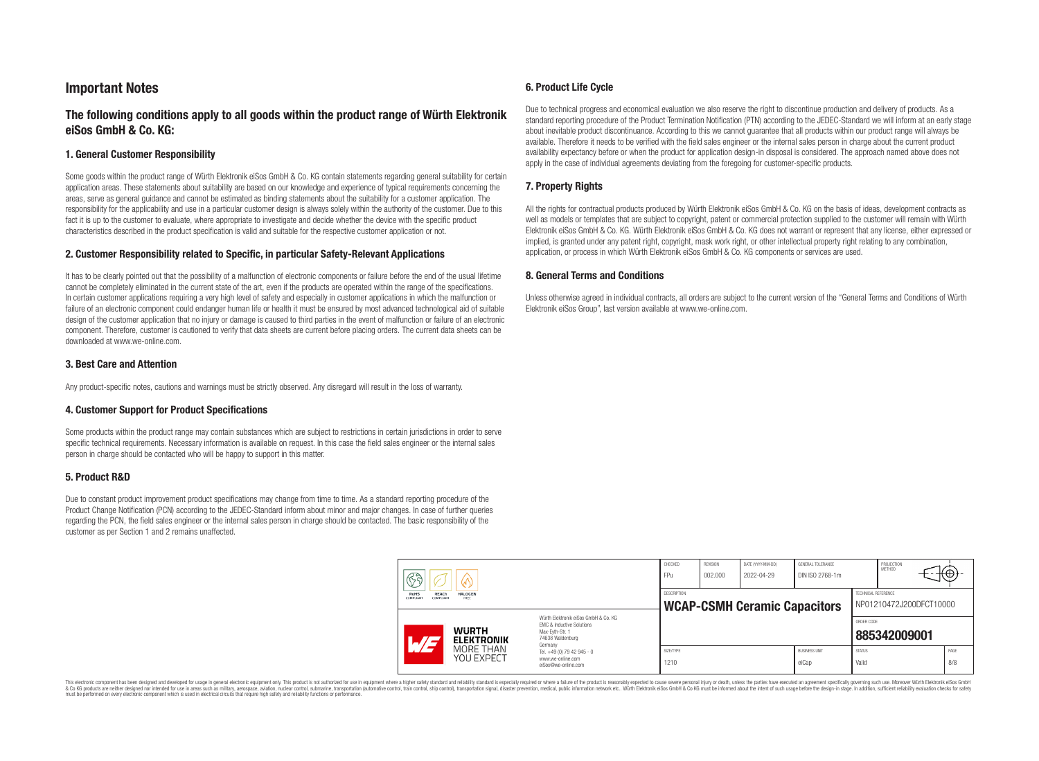# Important Notes

## The following conditions apply to all goods within the product range of Würth Elektronik eiSos GmbH & Co. KG:

### 1. General Customer Responsibility

Some goods within the product range of Würth Elektronik eiSos GmbH & Co. KG contain statements regarding general suitability for certain application areas. These statements about suitability are based on our knowledge and experience of typical requirements concerning the areas, serve as general guidance and cannot be estimated as binding statements about the suitability for a customer application. The responsibility for the applicability and use in a particular customer design is always solely within the authority of the customer. Due to this fact it is up to the customer to evaluate, where appropriate to investigate and decide whether the device with the specific product characteristics described in the product specification is valid and suitable for the respective customer application or not.

### 2. Customer Responsibility related to Specific, in particular Safety-Relevant Applications

It has to be clearly pointed out that the possibility of a malfunction of electronic components or failure before the end of the usual lifetime cannot be completely eliminated in the current state of the art, even if the products are operated within the range of the specifications. In certain customer applications requiring a very high level of safety and especially in customer applications in which the malfunction or failure of an electronic component could endanger human life or health it must be ensured by most advanced technological aid of suitable design of the customer application that no injury or damage is caused to third parties in the event of malfunction or failure of an electronic component. Therefore, customer is cautioned to verify that data sheets are current before placing orders. The current data sheets can be downloaded at www.we-online.com.

### 3. Best Care and Attention

Any product-specific notes, cautions and warnings must be strictly observed. Any disregard will result in the loss of warranty.

### 4. Customer Support for Product Specifications

Some products within the product range may contain substances which are subject to restrictions in certain jurisdictions in order to serve specific technical requirements. Necessary information is available on request. In this case the field sales engineer or the internal sales person in charge should be contacted who will be happy to support in this matter.

### 5. Product R&D

Due to constant product improvement product specifications may change from time to time. As a standard reporting procedure of the Product Change Notification (PCN) according to the JEDEC-Standard inform about minor and major changes. In case of further queries regarding the PCN, the field sales engineer or the internal sales person in charge should be contacted. The basic responsibility of the customer as per Section 1 and 2 remains unaffected.

### 6. Product Life Cycle

Due to technical progress and economical evaluation we also reserve the right to discontinue production and delivery of products. As a standard reporting procedure of the Product Termination Notification (PTN) according to the JEDEC-Standard we will inform at an early stage about inevitable product discontinuance. According to this we cannot guarantee that all products within our product range will always be available. Therefore it needs to be verified with the field sales engineer or the internal sales person in charge about the current product availability expectancy before or when the product for application design-in disposal is considered. The approach named above does not apply in the case of individual agreements deviating from the foregoing for customer-specific products.

### 7. Property Rights

All the rights for contractual products produced by Würth Elektronik eiSos GmbH & Co. KG on the basis of ideas, development contracts as well as models or templates that are subject to copyright, patent or commercial protection supplied to the customer will remain with Würth Elektronik eiSos GmbH & Co. KG. Würth Elektronik eiSos GmbH & Co. KG does not warrant or represent that any license, either expressed or implied, is granted under any patent right, copyright, mask work right, or other intellectual property right relating to any combination, application, or process in which Würth Elektronik eiSos GmbH & Co. KG components or services are used.

### 8. General Terms and Conditions

Unless otherwise agreed in individual contracts, all orders are subject to the current version of the "General Terms and Conditions of Würth Elektronik eiSos Group", last version available at www.we-online.com.

| | | | | | | | |
|---|---|---|---|---|---|---|---|
| RoHS COMPLIANT / REACh COMPLIANT / HALOGEN FREE | | CHECKED FPu | REVISION 002.000 | DATE (YYYY-MM-DD) 2022-04-29 | GENERAL TOLERANCE DIN ISO 2768-1m | PROJECTION METHOD | |
| | | DESCRIPTION **WCAP-CSMH Ceramic Capacitors** | | | | TECHNICAL REFERENCE NP01210472J200DFCT10000 | |
| WÜRTH ELEKTRONIK MORE THAN YOU EXPECT | Würth Elektronik eiSos GmbH & Co. KG EMC & Inductive Solutions Max-Eyth-Str. 1 74638 Waldenburg Germany Tel. +49 (0) 79 42 945 - 0 www.we-online.com eiSos@we-online.com | | | | | ORDER CODE **885342009001** | |
| | | SIZE/TYPE 1210 | | | BUSINESS UNIT eiCap | STATUS Valid | PAGE 8/8 |

This electronic component has been designed and developed for usage in general electronic equipment only. This product is not authorized for use in equipment where a higher safety standard and reliability standard is especially required or where a failure of the product is reasonably expected to cause severe personal injury or death, unless the parties have executed an agreement specifically governing such use. Moreover Würth Elektronik eiSos GmbH & Co KG products are neither designed nor intended for use in areas such as military, aerospace, aviation, nuclear control, submarine, transportation (automotive control, train control, ship control), transportation signal, disaster prevention, medical, public information network etc.. Würth Elektronik eiSos GmbH & Co KG must be informed about the intent of such usage before the design-in stage. In addition, sufficient reliability evaluation checks for safety must be performed on every electronic component which is used in electrical circuits that require high safety and reliability functions or performance.